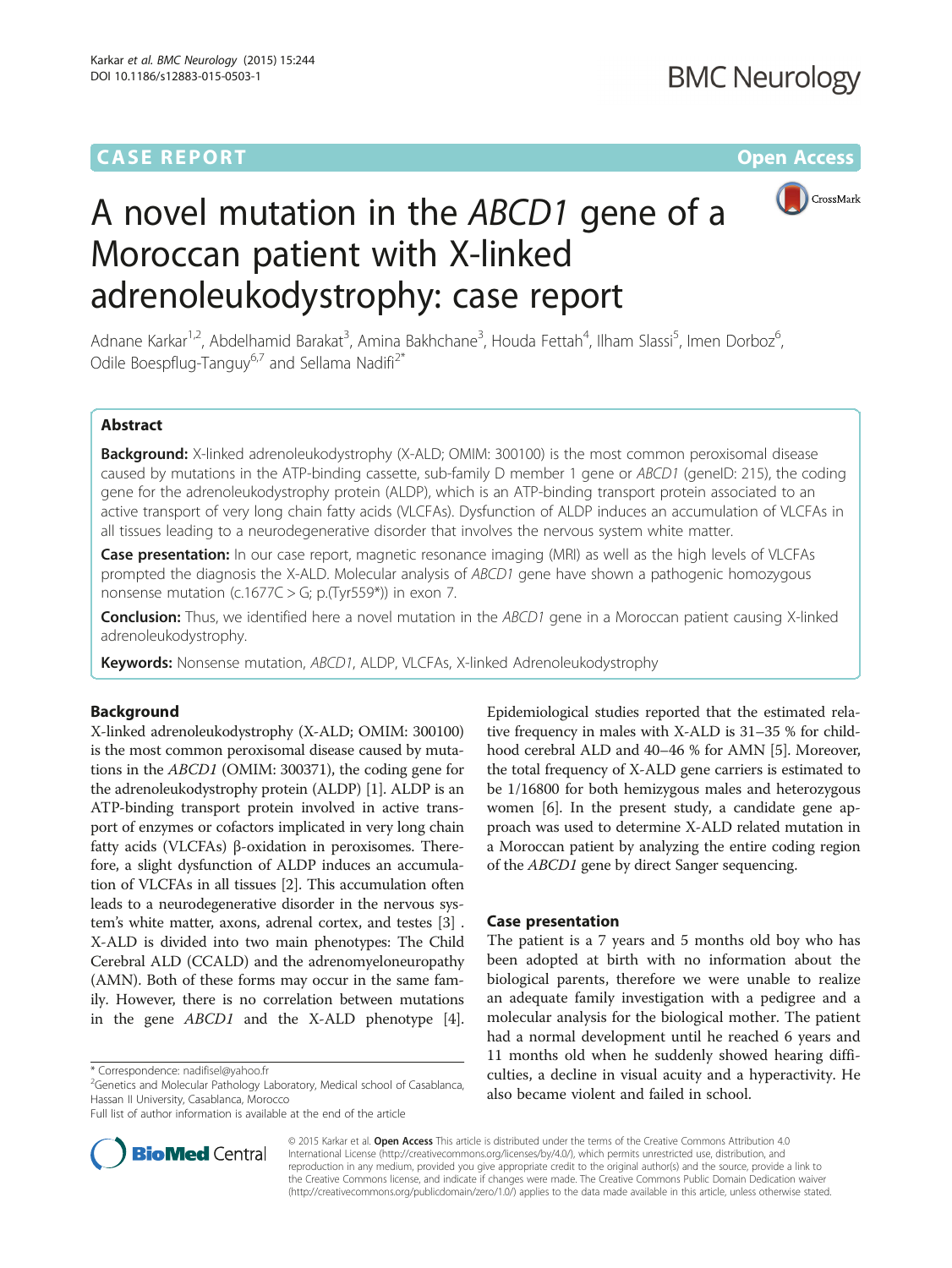CASE REPORT

Open Access

# A novel mutation in the *ABCD1* gene of a Moroccan patient with X-linked adrenoleukodystrophy: case report

Adnane Karkar[1,2], Abdelhamid Barakat[3], Amina Bakhchane[3], Houda Fettah[4], Ilham Slassi[5], Imen Dorboz[6], Odile Boespflug-Tanguy[6,7] and Sellama Nadifi[2*]

## Abstract

**Background:** X-linked adrenoleukodystrophy (X-ALD; OMIM: 300100) is the most common peroxisomal disease caused by mutations in the ATP-binding cassette, sub-family D member 1 gene or *ABCD1* (geneID: 215), the coding gene for the adrenoleukodystrophy protein (ALDP), which is an ATP-binding transport protein associated to an active transport of very long chain fatty acids (VLCFAs). Dysfunction of ALDP induces an accumulation of VLCFAs in all tissues leading to a neurodegenerative disorder that involves the nervous system white matter.

**Case presentation:** In our case report, magnetic resonance imaging (MRI) as well as the high levels of VLCFAs prompted the diagnosis the X-ALD. Molecular analysis of *ABCD1* gene have shown a pathogenic homozygous nonsense mutation (c.1677C > G; p.(Tyr559*)) in exon 7.

**Conclusion:** Thus, we identified here a novel mutation in the *ABCD1* gene in a Moroccan patient causing X-linked adrenoleukodystrophy.

**Keywords:** Nonsense mutation, *ABCD1*, ALDP, VLCFAs, X-linked Adrenoleukodystrophy

## Background

X-linked adrenoleukodystrophy (X-ALD; OMIM: 300100) is the most common peroxisomal disease caused by mutations in the *ABCD1* (OMIM: 300371), the coding gene for the adrenoleukodystrophy protein (ALDP) [1]. ALDP is an ATP-binding transport protein involved in active transport of enzymes or cofactors implicated in very long chain fatty acids (VLCFAs) β-oxidation in peroxisomes. Therefore, a slight dysfunction of ALDP induces an accumulation of VLCFAs in all tissues [2]. This accumulation often leads to a neurodegenerative disorder in the nervous system's white matter, axons, adrenal cortex, and testes [3] . X-ALD is divided into two main phenotypes: The Child Cerebral ALD (CCALD) and the adrenomyeloneuropathy (AMN). Both of these forms may occur in the same family. However, there is no correlation between mutations in the gene *ABCD1* and the X-ALD phenotype [4]. Epidemiological studies reported that the estimated relative frequency in males with X-ALD is 31–35 % for childhood cerebral ALD and 40–46 % for AMN [5]. Moreover, the total frequency of X-ALD gene carriers is estimated to be 1/16800 for both hemizygous males and heterozygous women [6]. In the present study, a candidate gene approach was used to determine X-ALD related mutation in a Moroccan patient by analyzing the entire coding region of the *ABCD1* gene by direct Sanger sequencing.

## Case presentation

The patient is a 7 years and 5 months old boy who has been adopted at birth with no information about the biological parents, therefore we were unable to realize an adequate family investigation with a pedigree and a molecular analysis for the biological mother. The patient had a normal development until he reached 6 years and 11 months old when he suddenly showed hearing difficulties, a decline in visual acuity and a hyperactivity. He also became violent and failed in school.

\* Correspondence: nadifisel@yahoo.fr
[2]Genetics and Molecular Pathology Laboratory, Medical school of Casablanca, Hassan II University, Casablanca, Morocco
Full list of author information is available at the end of the article

© 2015 Karkar et al. **Open Access** This article is distributed under the terms of the Creative Commons Attribution 4.0 International License (http://creativecommons.org/licenses/by/4.0/), which permits unrestricted use, distribution, and reproduction in any medium, provided you give appropriate credit to the original author(s) and the source, provide a link to the Creative Commons license, and indicate if changes were made. The Creative Commons Public Domain Dedication waiver (http://creativecommons.org/publicdomain/zero/1.0/) applies to the data made available in this article, unless otherwise stated.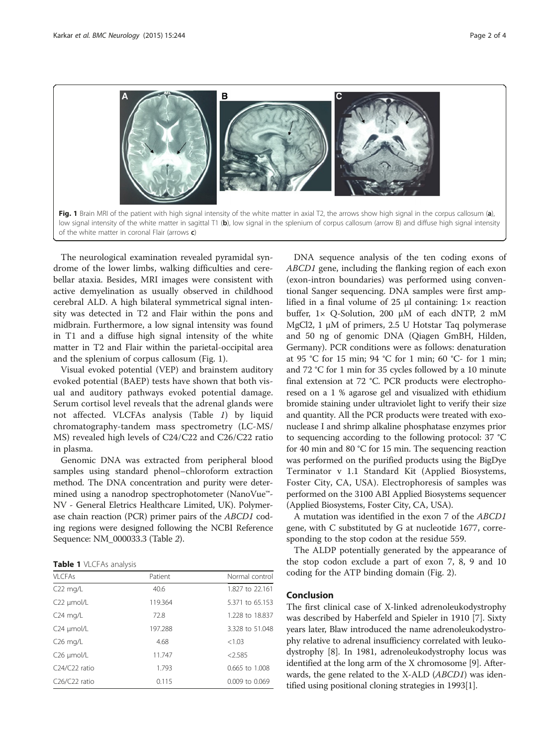Fig. 1 Brain MRI of the patient with high signal intensity of the white matter in axial T2, the arrows show high signal in the corpus callosum (**a**), low signal intensity of the white matter in sagittal T1 (**b**), low signal in the splenium of corpus callosum (arrow B) and diffuse high signal intensity of the white matter in coronal Flair (arrows **c**)

The neurological examination revealed pyramidal syndrome of the lower limbs, walking difficulties and cerebellar ataxia. Besides, MRI images were consistent with active demyelination as usually observed in childhood cerebral ALD. A high bilateral symmetrical signal intensity was detected in T2 and Flair within the pons and midbrain. Furthermore, a low signal intensity was found in T1 and a diffuse high signal intensity of the white matter in T2 and Flair within the parietal-occipital area and the splenium of corpus callosum (Fig. 1).

Visual evoked potential (VEP) and brainstem auditory evoked potential (BAEP) tests have shown that both visual and auditory pathways evoked potential damage. Serum cortisol level reveals that the adrenal glands were not affected. VLCFAs analysis (Table *1*) by liquid chromatography-tandem mass spectrometry (LC-MS/MS) revealed high levels of C24/C22 and C26/C22 ratio in plasma.

Genomic DNA was extracted from peripheral blood samples using standard phenol–chloroform extraction method. The DNA concentration and purity were determined using a nanodrop spectrophotometer (NanoVue™-NV - General Eletrics Healthcare Limited, UK). Polymerase chain reaction (PCR) primer pairs of the *ABCD1* coding regions were designed following the NCBI Reference Sequence: NM_000033.3 (Table *2*).

**Table 1** VLCFAs analysis

| VLCFAs | Patient | Normal control |
|---|---|---|
| C22 mg/L | 40.6 | 1.827 to 22.161 |
| C22 μmol/L | 119.364 | 5.371 to 65.153 |
| C24 mg/L | 72.8 | 1.228 to 18.837 |
| C24 μmol/L | 197.288 | 3.328 to 51.048 |
| C26 mg/L | 4.68 | <1.03 |
| C26 μmol/L | 11.747 | <2.585 |
| C24/C22 ratio | 1.793 | 0.665 to 1.008 |
| C26/C22 ratio | 0.115 | 0.009 to 0.069 |

DNA sequence analysis of the ten coding exons of *ABCD1* gene, including the flanking region of each exon (exon-intron boundaries) was performed using conventional Sanger sequencing. DNA samples were first amplified in a final volume of 25 μl containing: 1× reaction buffer, 1× Q-Solution, 200 μM of each dNTP, 2 mM MgCl2, 1 μM of primers, 2.5 U Hotstar Taq polymerase and 50 ng of genomic DNA (Qiagen GmBH, Hilden, Germany). PCR conditions were as follows: denaturation at 95 °C for 15 min; 94 °C for 1 min; 60 °C- for 1 min; and 72 °C for 1 min for 35 cycles followed by a 10 minute final extension at 72 °C. PCR products were electrophoresed on a 1 % agarose gel and visualized with ethidium bromide staining under ultraviolet light to verify their size and quantity. All the PCR products were treated with exonuclease I and shrimp alkaline phosphatase enzymes prior to sequencing according to the following protocol: 37 °C for 40 min and 80 °C for 15 min. The sequencing reaction was performed on the purified products using the BigDye Terminator v 1.1 Standard Kit (Applied Biosystems, Foster City, CA, USA). Electrophoresis of samples was performed on the 3100 ABI Applied Biosystems sequencer (Applied Biosystems, Foster City, CA, USA).

A mutation was identified in the exon 7 of the *ABCD1* gene, with C substituted by G at nucleotide 1677, corresponding to the stop codon at the residue 559.

The ALDP potentially generated by the appearance of the stop codon exclude a part of exon 7, 8, 9 and 10 coding for the ATP binding domain (Fig. 2).

## Conclusion

The first clinical case of X-linked adrenoleukodystrophy was described by Haberfeld and Spieler in 1910 [7]. Sixty years later, Blaw introduced the name adrenoleukodystrophy relative to adrenal insufficiency correlated with leukodystrophy [8]. In 1981, adrenoleukodystrophy locus was identified at the long arm of the X chromosome [9]. Afterwards, the gene related to the X-ALD (*ABCD1*) was identified using positional cloning strategies in 1993[1].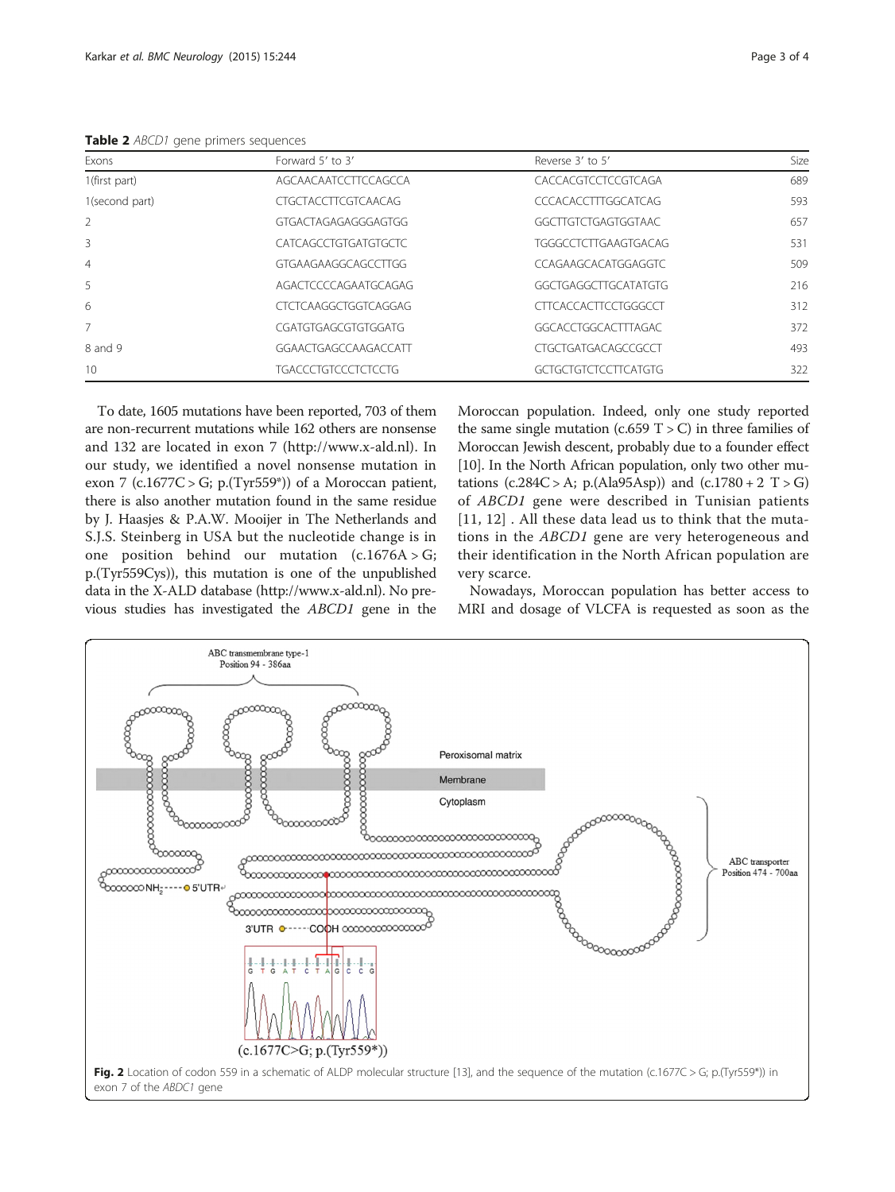**Table 2** *ABCD1* gene primers sequences

| Exons | Forward 5′ to 3′ | Reverse 3′ to 5′ | Size |
|---|---|---|---|
| 1(first part) | AGCAACAATCCTTCCAGCCA | CACCACGTCCTCCGTCAGA | 689 |
| 1(second part) | CTGCTACCTTCGTCAACAG | CCCACACCTTTGGCATCAG | 593 |
| 2 | GTGACTAGAGAGGGAGTGG | GGCTTGTCTGAGTGGTAAC | 657 |
| 3 | CATCAGCCTGTGATGTGCTC | TGGGCCTCTTGAAGTGACAG | 531 |
| 4 | GTGAAGAAGGCAGCCTTGG | CCAGAAGCACATGGAGGTC | 509 |
| 5 | AGACTCCCCAGAATGCAGAG | GGCTGAGGCTTGCATATGTG | 216 |
| 6 | CTCTCAAGGCTGGTCAGGAG | CTTCACCACTTCCTGGGCCT | 312 |
| 7 | CGATGTGAGCGTGTGGATG | GGCACCTGGCACTTTAGAC | 372 |
| 8 and 9 | GGAACTGAGCCAAGACCATT | CTGCTGATGACAGCCGCCT | 493 |
| 10 | TGACCCTGTCCCTCTCCTG | GCTGCTGTCTCCTTCATGTG | 322 |

To date, 1605 mutations have been reported, 703 of them are non-recurrent mutations while 162 others are nonsense and 132 are located in exon 7 (http://www.x-ald.nl). In our study, we identified a novel nonsense mutation in exon 7 (c.1677C > G; p.(Tyr559*)) of a Moroccan patient, there is also another mutation found in the same residue by J. Haasjes & P.A.W. Mooijer in The Netherlands and S.J.S. Steinberg in USA but the nucleotide change is in one position behind our mutation (c.1676A > G; p.(Tyr559Cys)), this mutation is one of the unpublished data in the X-ALD database (http://www.x-ald.nl). No previous studies has investigated the *ABCD1* gene in the Moroccan population. Indeed, only one study reported the same single mutation (c.659 T > C) in three families of Moroccan Jewish descent, probably due to a founder effect [10]. In the North African population, only two other mutations (c.284C > A; p.(Ala95Asp)) and (c.1780 + 2 T > G) of *ABCD1* gene were described in Tunisian patients [11, 12] . All these data lead us to think that the mutations in the *ABCD1* gene are very heterogeneous and their identification in the North African population are very scarce.

Nowadays, Moroccan population has better access to MRI and dosage of VLCFA is requested as soon as the

**Fig. 2** Location of codon 559 in a schematic of ALDP molecular structure [13], and the sequence of the mutation (c.1677C > G; p.(Tyr559*)) in exon 7 of the *ABDC1* gene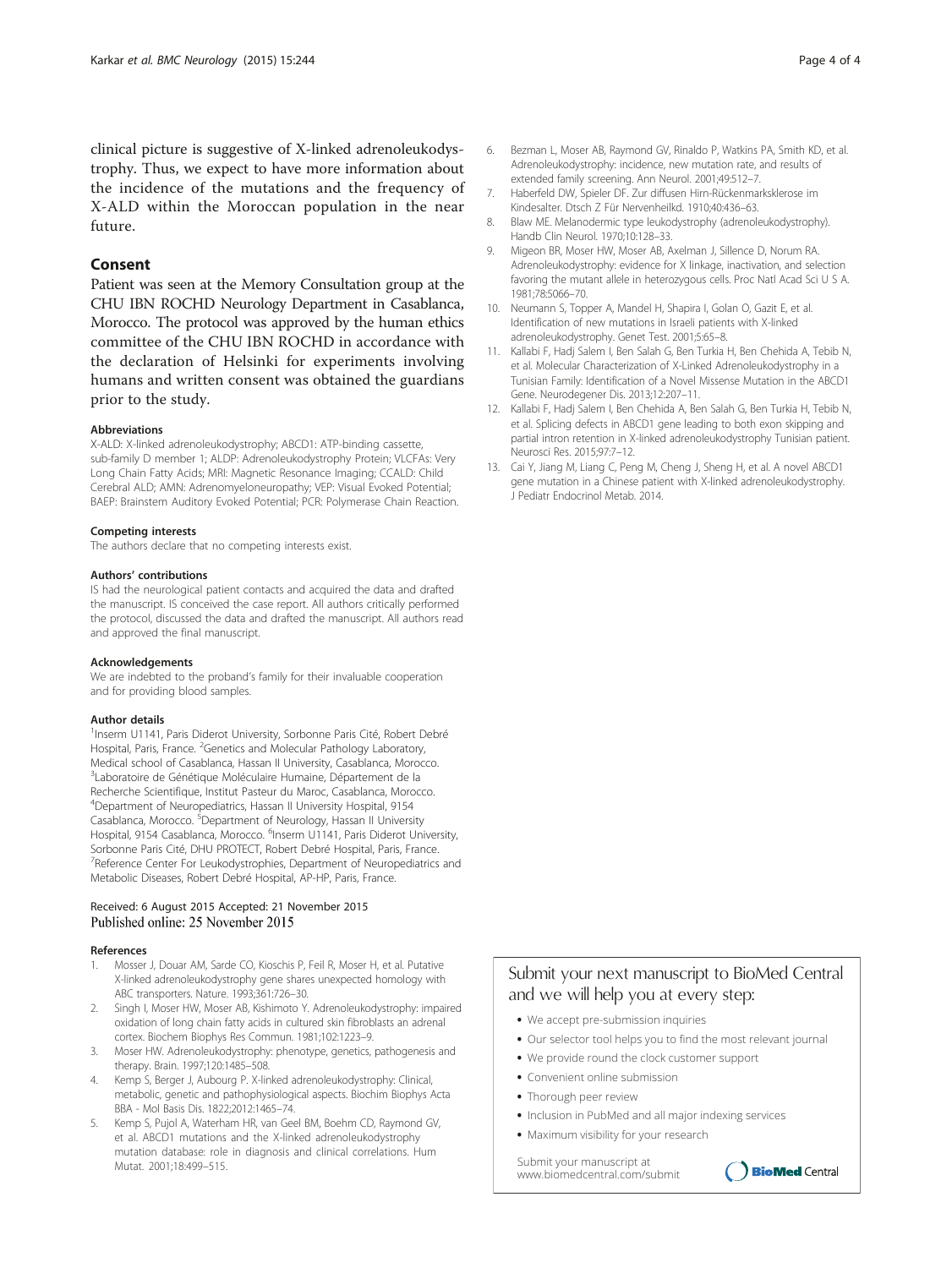clinical picture is suggestive of X-linked adrenoleukodystrophy. Thus, we expect to have more information about the incidence of the mutations and the frequency of X-ALD within the Moroccan population in the near future.

## Consent

Patient was seen at the Memory Consultation group at the CHU IBN ROCHD Neurology Department in Casablanca, Morocco. The protocol was approved by the human ethics committee of the CHU IBN ROCHD in accordance with the declaration of Helsinki for experiments involving humans and written consent was obtained the guardians prior to the study.

#### Abbreviations

X-ALD: X-linked adrenoleukodystrophy; ABCD1: ATP-binding cassette, sub-family D member 1; ALDP: Adrenoleukodystrophy Protein; VLCFAs: Very Long Chain Fatty Acids; MRI: Magnetic Resonance Imaging; CCALD: Child Cerebral ALD; AMN: Adrenomyeloneuropathy; VEP: Visual Evoked Potential; BAEP: Brainstem Auditory Evoked Potential; PCR: Polymerase Chain Reaction.

#### Competing interests

The authors declare that no competing interests exist.

#### Authors' contributions

IS had the neurological patient contacts and acquired the data and drafted the manuscript. IS conceived the case report. All authors critically performed the protocol, discussed the data and drafted the manuscript. All authors read and approved the final manuscript.

#### Acknowledgements

We are indebted to the proband's family for their invaluable cooperation and for providing blood samples.

#### Author details

[1]Inserm U1141, Paris Diderot University, Sorbonne Paris Cité, Robert Debré Hospital, Paris, France. [2]Genetics and Molecular Pathology Laboratory, Medical school of Casablanca, Hassan II University, Casablanca, Morocco. [3]Laboratoire de Génétique Moléculaire Humaine, Département de la Recherche Scientifique, Institut Pasteur du Maroc, Casablanca, Morocco. [4]Department of Neuropediatrics, Hassan II University Hospital, 9154 Casablanca, Morocco. [5]Department of Neurology, Hassan II University Hospital, 9154 Casablanca, Morocco. [6]Inserm U1141, Paris Diderot University, Sorbonne Paris Cité, DHU PROTECT, Robert Debré Hospital, Paris, France. [7]Reference Center For Leukodystrophies, Department of Neuropediatrics and Metabolic Diseases, Robert Debré Hospital, AP-HP, Paris, France.

Received: 6 August 2015 Accepted: 21 November 2015
Published online: 25 November 2015

#### References

1. Mosser J, Douar AM, Sarde CO, Kioschis P, Feil R, Moser H, et al. Putative X-linked adrenoleukodystrophy gene shares unexpected homology with ABC transporters. Nature. 1993;361:726–30.
2. Singh I, Moser HW, Moser AB, Kishimoto Y. Adrenoleukodystrophy: impaired oxidation of long chain fatty acids in cultured skin fibroblasts an adrenal cortex. Biochem Biophys Res Commun. 1981;102:1223–9.
3. Moser HW. Adrenoleukodystrophy: phenotype, genetics, pathogenesis and therapy. Brain. 1997;120:1485–508.
4. Kemp S, Berger J, Aubourg P. X-linked adrenoleukodystrophy: Clinical, metabolic, genetic and pathophysiological aspects. Biochim Biophys Acta BBA - Mol Basis Dis. 1822;2012:1465–74.
5. Kemp S, Pujol A, Waterham HR, van Geel BM, Boehm CD, Raymond GV, et al. ABCD1 mutations and the X-linked adrenoleukodystrophy mutation database: role in diagnosis and clinical correlations. Hum Mutat. 2001;18:499–515.
6. Bezman L, Moser AB, Raymond GV, Rinaldo P, Watkins PA, Smith KD, et al. Adrenoleukodystrophy: incidence, new mutation rate, and results of extended family screening. Ann Neurol. 2001;49:512–7.
7. Haberfeld DW, Spieler DF. Zur diffusen Hirn-Rückenmarksklerose im Kindesalter. Dtsch Z Für Nervenheilkd. 1910;40:436–63.
8. Blaw ME. Melanodermic type leukodystrophy (adrenoleukodystrophy). Handb Clin Neurol. 1970;10:128–33.
9. Migeon BR, Moser HW, Moser AB, Axelman J, Sillence D, Norum RA. Adrenoleukodystrophy: evidence for X linkage, inactivation, and selection favoring the mutant allele in heterozygous cells. Proc Natl Acad Sci U S A. 1981;78:5066–70.
10. Neumann S, Topper A, Mandel H, Shapira I, Golan O, Gazit E, et al. Identification of new mutations in Israeli patients with X-linked adrenoleukodystrophy. Genet Test. 2001;5:65–8.
11. Kallabi F, Hadj Salem I, Ben Salah G, Ben Turkia H, Ben Chehida A, Tebib N, et al. Molecular Characterization of X-Linked Adrenoleukodystrophy in a Tunisian Family: Identification of a Novel Missense Mutation in the ABCD1 Gene. Neurodegener Dis. 2013;12:207–11.
12. Kallabi F, Hadj Salem I, Ben Chehida A, Ben Salah G, Ben Turkia H, Tebib N, et al. Splicing defects in ABCD1 gene leading to both exon skipping and partial intron retention in X-linked adrenoleukodystrophy Tunisian patient. Neurosci Res. 2015;97:7–12.
13. Cai Y, Jiang M, Liang C, Peng M, Cheng J, Sheng H, et al. A novel ABCD1 gene mutation in a Chinese patient with X-linked adrenoleukodystrophy. J Pediatr Endocrinol Metab. 2014.

Submit your next manuscript to BioMed Central and we will help you at every step:

- We accept pre-submission inquiries
- Our selector tool helps you to find the most relevant journal
- We provide round the clock customer support
- Convenient online submission
- Thorough peer review
- Inclusion in PubMed and all major indexing services
- Maximum visibility for your research

Submit your manuscript at www.biomedcentral.com/submit

BioMed Central